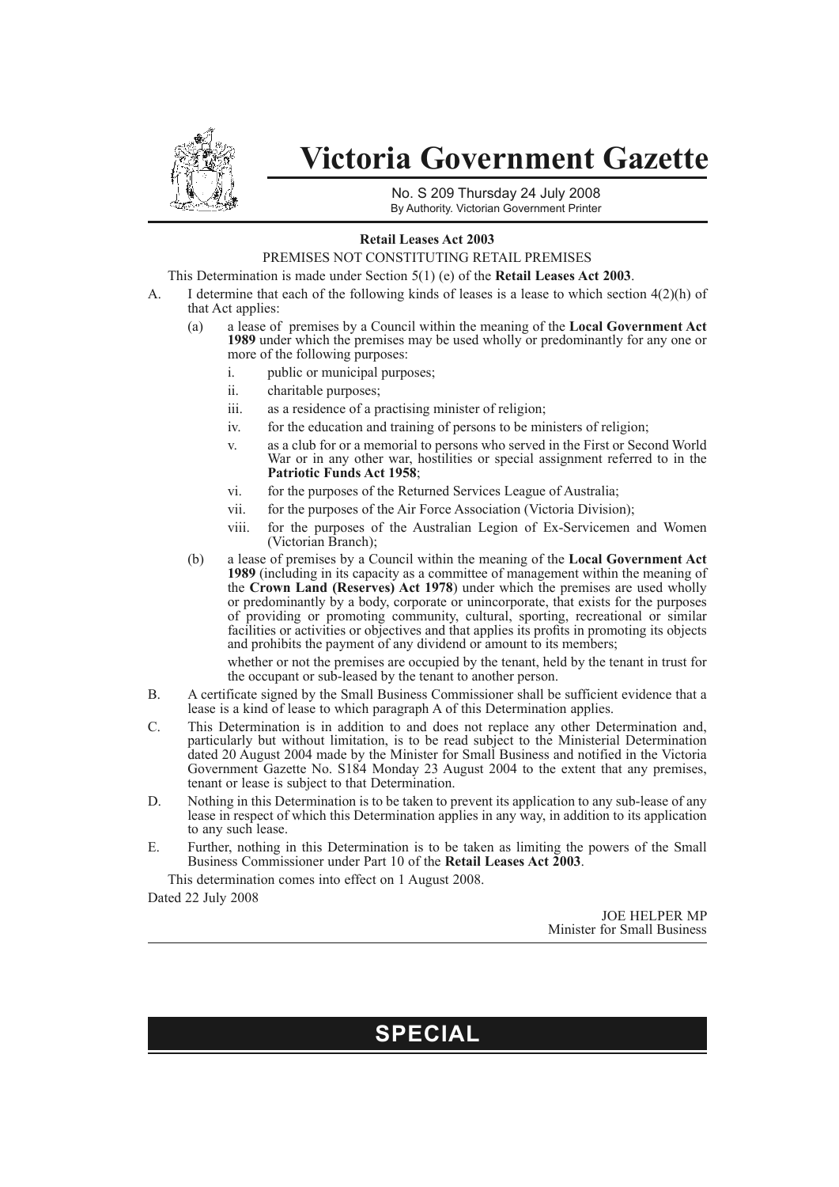# Victoria Government Gazette

No. S 209 Thursday 24 July 2008
By Authority. Victorian Government Printer

**Retail Leases Act 2003**

PREMISES NOT CONSTITUTING RETAIL PREMISES

This Determination is made under Section 5(1) (e) of the **Retail Leases Act 2003**.

A. I determine that each of the following kinds of leases is a lease to which section 4(2)(h) of that Act applies:

   (a) a lease of premises by a Council within the meaning of the **Local Government Act 1989** under which the premises may be used wholly or predominantly for any one or more of the following purposes:

      i. public or municipal purposes;

      ii. charitable purposes;

      iii. as a residence of a practising minister of religion;

      iv. for the education and training of persons to be ministers of religion;

      v. as a club for or a memorial to persons who served in the First or Second World War or in any other war, hostilities or special assignment referred to in the **Patriotic Funds Act 1958**;

      vi. for the purposes of the Returned Services League of Australia;

      vii. for the purposes of the Air Force Association (Victoria Division);

      viii. for the purposes of the Australian Legion of Ex-Servicemen and Women (Victorian Branch);

   (b) a lease of premises by a Council within the meaning of the **Local Government Act 1989** (including in its capacity as a committee of management within the meaning of the **Crown Land (Reserves) Act 1978**) under which the premises are used wholly or predominantly by a body, corporate or unincorporate, that exists for the purposes of providing or promoting community, cultural, sporting, recreational or similar facilities or activities or objectives and that applies its profits in promoting its objects and prohibits the payment of any dividend or amount to its members;

   whether or not the premises are occupied by the tenant, held by the tenant in trust for the occupant or sub-leased by the tenant to another person.

B. A certificate signed by the Small Business Commissioner shall be sufficient evidence that a lease is a kind of lease to which paragraph A of this Determination applies.

C. This Determination is in addition to and does not replace any other Determination and, particularly but without limitation, is to be read subject to the Ministerial Determination dated 20 August 2004 made by the Minister for Small Business and notified in the Victoria Government Gazette No. S184 Monday 23 August 2004 to the extent that any premises, tenant or lease is subject to that Determination.

D. Nothing in this Determination is to be taken to prevent its application to any sub-lease of any lease in respect of which this Determination applies in any way, in addition to its application to any such lease.

E. Further, nothing in this Determination is to be taken as limiting the powers of the Small Business Commissioner under Part 10 of the **Retail Leases Act 2003**.

This determination comes into effect on 1 August 2008.

Dated 22 July 2008

JOE HELPER MP
Minister for Small Business

**SPECIAL**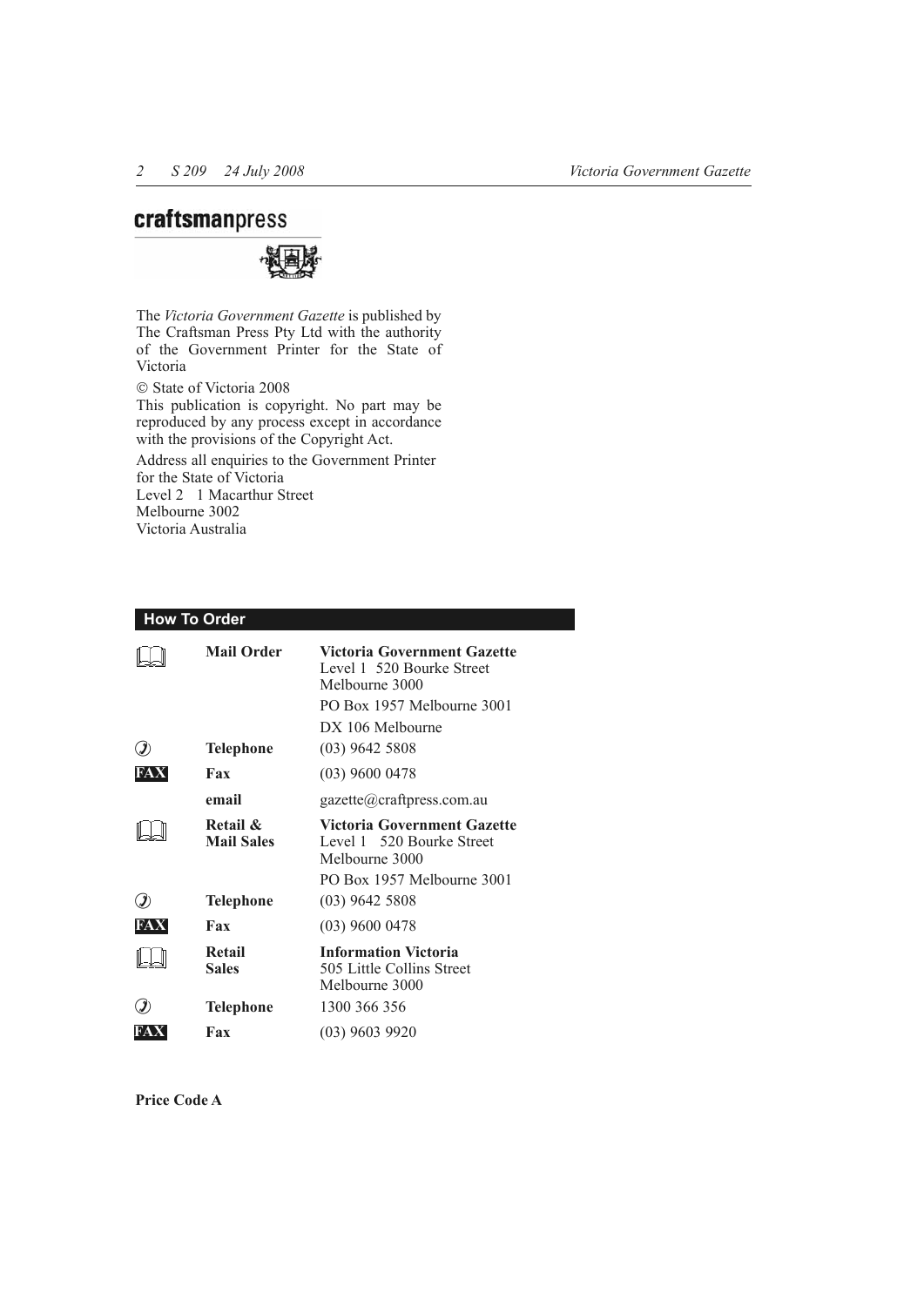**craftsman**press

The *Victoria Government Gazette* is published by The Craftsman Press Pty Ltd with the authority of the Government Printer for the State of Victoria

© State of Victoria 2008

This publication is copyright. No part may be reproduced by any process except in accordance with the provisions of the Copyright Act.

Address all enquiries to the Government Printer for the State of Victoria
Level 2 1 Macarthur Street
Melbourne 3002
Victoria Australia

## How To Order

| | | |
|---|---|---|
| | **Mail Order** | **Victoria Government Gazette**<br>Level 1 520 Bourke Street<br>Melbourne 3000<br>PO Box 1957 Melbourne 3001<br>DX 106 Melbourne |
| | **Telephone** | (03) 9642 5808 |
| FAX | **Fax** | (03) 9600 0478 |
| | **email** | gazette@craftpress.com.au |
| | **Retail & Mail Sales** | **Victoria Government Gazette**<br>Level 1 520 Bourke Street<br>Melbourne 3000<br>PO Box 1957 Melbourne 3001 |
| | **Telephone** | (03) 9642 5808 |
| FAX | **Fax** | (03) 9600 0478 |
| | **Retail Sales** | **Information Victoria**<br>505 Little Collins Street<br>Melbourne 3000 |
| | **Telephone** | 1300 366 356 |
| FAX | **Fax** | (03) 9603 9920 |

**Price Code A**